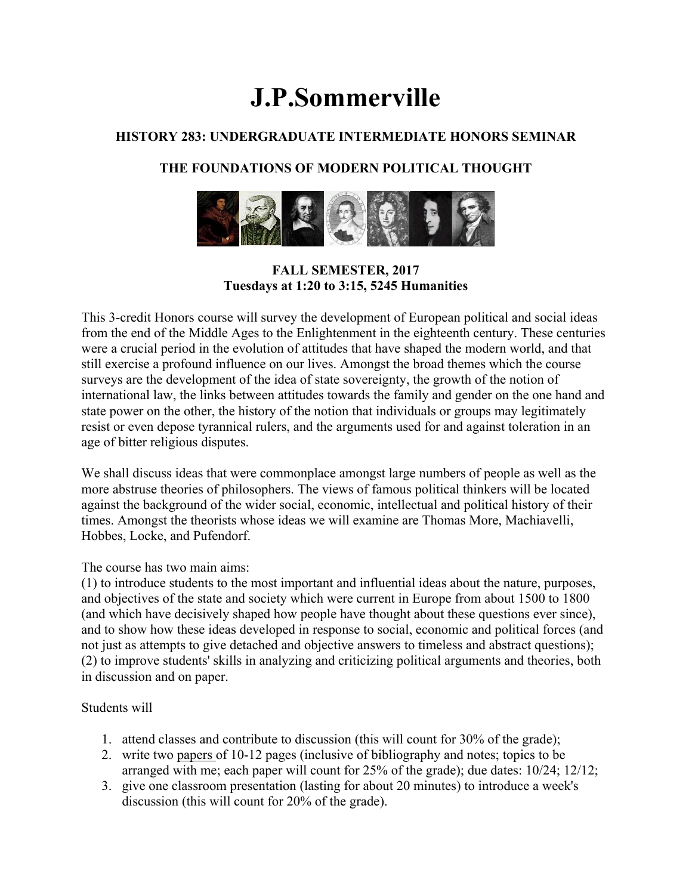# J.P.Sommerville

### HISTORY 283: UNDERGRADUATE INTERMEDIATE HONORS SEMINAR

### THE FOUNDATIONS OF MODERN POLITICAL THOUGHT

**FALL SEMESTER, 2017**
**Tuesdays at 1:20 to 3:15, 5245 Humanities**

This 3-credit Honors course will survey the development of European political and social ideas from the end of the Middle Ages to the Enlightenment in the eighteenth century. These centuries were a crucial period in the evolution of attitudes that have shaped the modern world, and that still exercise a profound influence on our lives. Amongst the broad themes which the course surveys are the development of the idea of state sovereignty, the growth of the notion of international law, the links between attitudes towards the family and gender on the one hand and state power on the other, the history of the notion that individuals or groups may legitimately resist or even depose tyrannical rulers, and the arguments used for and against toleration in an age of bitter religious disputes.

We shall discuss ideas that were commonplace amongst large numbers of people as well as the more abstruse theories of philosophers. The views of famous political thinkers will be located against the background of the wider social, economic, intellectual and political history of their times. Amongst the theorists whose ideas we will examine are Thomas More, Machiavelli, Hobbes, Locke, and Pufendorf.

The course has two main aims:
(1) to introduce students to the most important and influential ideas about the nature, purposes, and objectives of the state and society which were current in Europe from about 1500 to 1800 (and which have decisively shaped how people have thought about these questions ever since), and to show how these ideas developed in response to social, economic and political forces (and not just as attempts to give detached and objective answers to timeless and abstract questions);
(2) to improve students' skills in analyzing and criticizing political arguments and theories, both in discussion and on paper.

Students will

1. attend classes and contribute to discussion (this will count for 30% of the grade);
2. write two papers of 10-12 pages (inclusive of bibliography and notes; topics to be arranged with me; each paper will count for 25% of the grade); due dates: 10/24; 12/12;
3. give one classroom presentation (lasting for about 20 minutes) to introduce a week's discussion (this will count for 20% of the grade).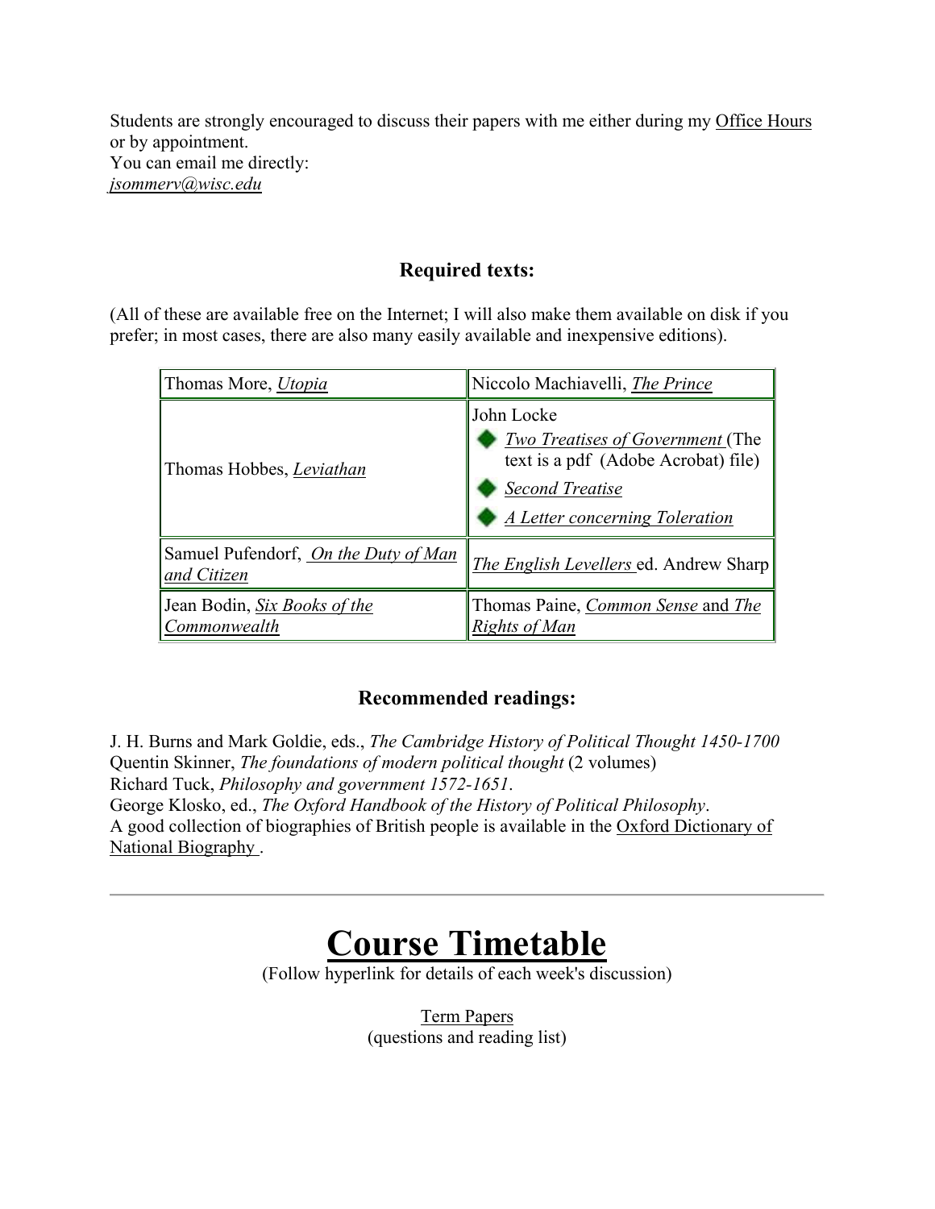Students are strongly encouraged to discuss their papers with me either during my Office Hours or by appointment.
You can email me directly:
*jsommerv@wisc.edu*

### Required texts:

(All of these are available free on the Internet; I will also make them available on disk if you prefer; in most cases, there are also many easily available and inexpensive editions).

| | |
|---|---|
| Thomas More, *Utopia* | Niccolo Machiavelli, *The Prince* |
| Thomas Hobbes, *Leviathan* | John Locke<br>- *Two Treatises of Government* (The text is a pdf (Adobe Acrobat) file)<br>- *Second Treatise*<br>- *A Letter concerning Toleration* |
| Samuel Pufendorf, *On the Duty of Man and Citizen* | *The English Levellers* ed. Andrew Sharp |
| Jean Bodin, *Six Books of the Commonwealth* | Thomas Paine, *Common Sense* and *The Rights of Man* |

### Recommended readings:

J. H. Burns and Mark Goldie, eds., *The Cambridge History of Political Thought 1450-1700*
Quentin Skinner, *The foundations of modern political thought* (2 volumes)
Richard Tuck, *Philosophy and government 1572-1651*.
George Klosko, ed., *The Oxford Handbook of the History of Political Philosophy*.
A good collection of biographies of British people is available in the Oxford Dictionary of National Biography .

---

# Course Timetable

(Follow hyperlink for details of each week's discussion)

Term Papers
(questions and reading list)